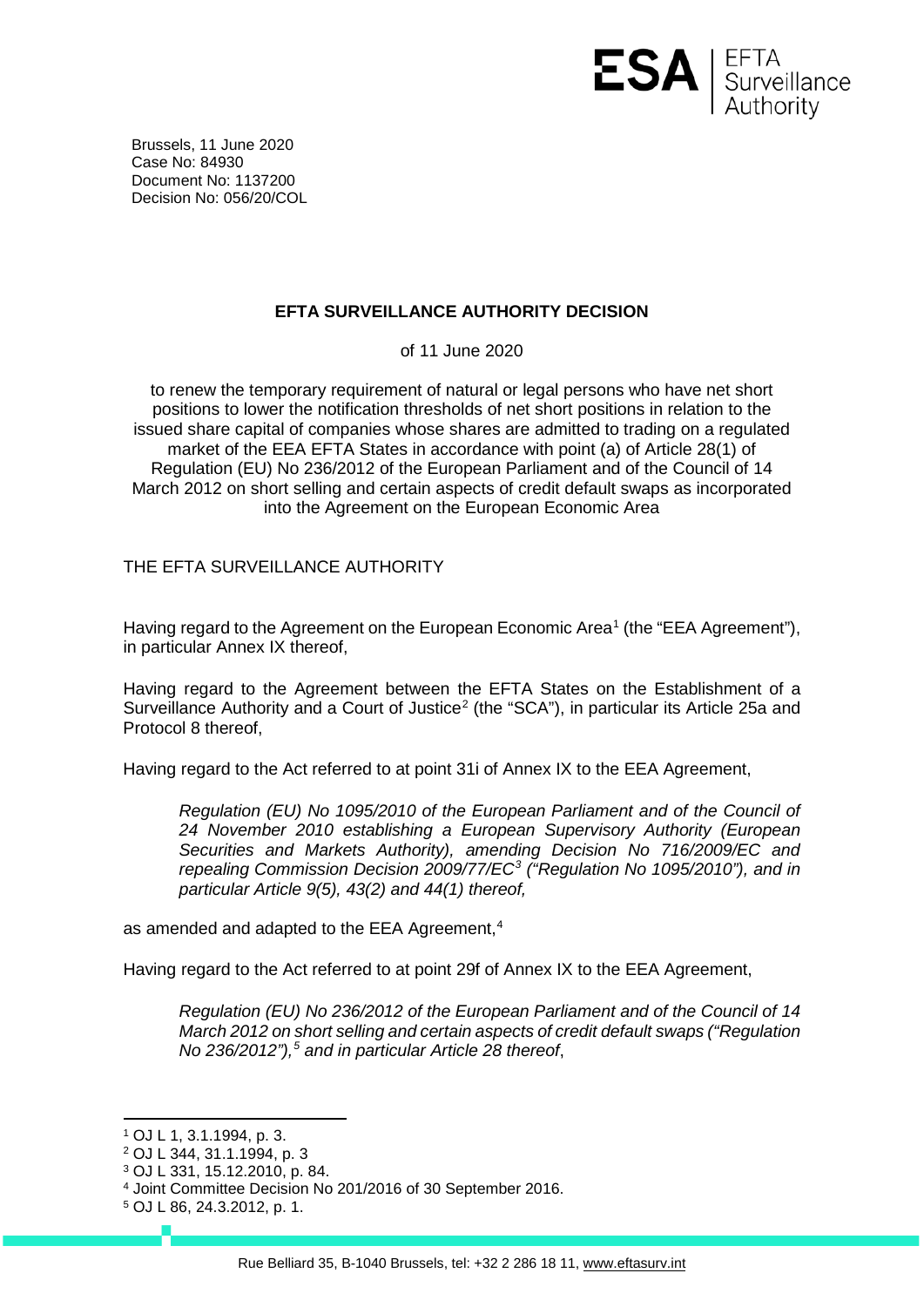Brussels, 11 June 2020
Case No: 84930
Document No: 1137200
Decision No: 056/20/COL

# EFTA SURVEILLANCE AUTHORITY DECISION

of 11 June 2020

to renew the temporary requirement of natural or legal persons who have net short positions to lower the notification thresholds of net short positions in relation to the issued share capital of companies whose shares are admitted to trading on a regulated market of the EEA EFTA States in accordance with point (a) of Article 28(1) of Regulation (EU) No 236/2012 of the European Parliament and of the Council of 14 March 2012 on short selling and certain aspects of credit default swaps as incorporated into the Agreement on the European Economic Area

THE EFTA SURVEILLANCE AUTHORITY

Having regard to the Agreement on the European Economic Area[1] (the "EEA Agreement"), in particular Annex IX thereof,

Having regard to the Agreement between the EFTA States on the Establishment of a Surveillance Authority and a Court of Justice[2] (the "SCA"), in particular its Article 25a and Protocol 8 thereof,

Having regard to the Act referred to at point 31i of Annex IX to the EEA Agreement,

> *Regulation (EU) No 1095/2010 of the European Parliament and of the Council of 24 November 2010 establishing a European Supervisory Authority (European Securities and Markets Authority), amending Decision No 716/2009/EC and repealing Commission Decision 2009/77/EC[3] ("Regulation No 1095/2010"), and in particular Article 9(5), 43(2) and 44(1) thereof,*

as amended and adapted to the EEA Agreement,[4]

Having regard to the Act referred to at point 29f of Annex IX to the EEA Agreement,

> *Regulation (EU) No 236/2012 of the European Parliament and of the Council of 14 March 2012 on short selling and certain aspects of credit default swaps ("Regulation No 236/2012"),[5] and in particular Article 28 thereof*,

[1] OJ L 1, 3.1.1994, p. 3.
[2] OJ L 344, 31.1.1994, p. 3
[3] OJ L 331, 15.12.2010, p. 84.
[4] Joint Committee Decision No 201/2016 of 30 September 2016.
[5] OJ L 86, 24.3.2012, p. 1.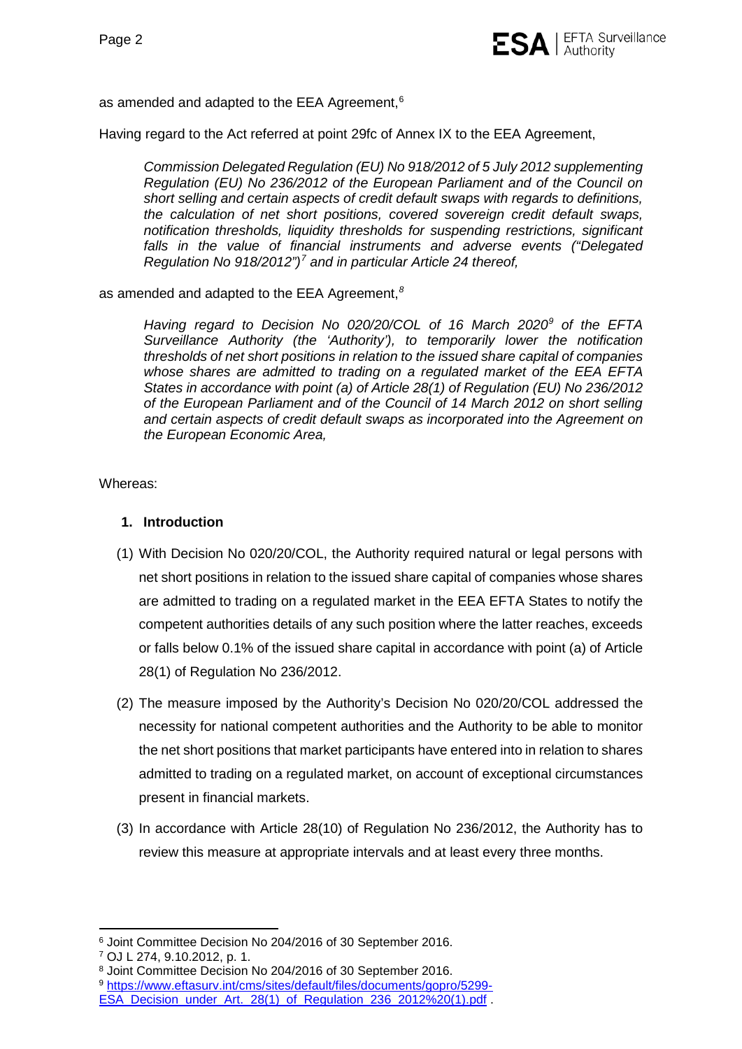as amended and adapted to the EEA Agreement,[6]

Having regard to the Act referred at point 29fc of Annex IX to the EEA Agreement,

> *Commission Delegated Regulation (EU) No 918/2012 of 5 July 2012 supplementing Regulation (EU) No 236/2012 of the European Parliament and of the Council on short selling and certain aspects of credit default swaps with regards to definitions, the calculation of net short positions, covered sovereign credit default swaps, notification thresholds, liquidity thresholds for suspending restrictions, significant falls in the value of financial instruments and adverse events ("Delegated Regulation No 918/2012")*[7] *and in particular Article 24 thereof,*

as amended and adapted to the EEA Agreement,[8]

> *Having regard to Decision No 020/20/COL of 16 March 2020*[9] *of the EFTA Surveillance Authority (the 'Authority'), to temporarily lower the notification thresholds of net short positions in relation to the issued share capital of companies whose shares are admitted to trading on a regulated market of the EEA EFTA States in accordance with point (a) of Article 28(1) of Regulation (EU) No 236/2012 of the European Parliament and of the Council of 14 March 2012 on short selling and certain aspects of credit default swaps as incorporated into the Agreement on the European Economic Area,*

Whereas:

## 1. Introduction

(1) With Decision No 020/20/COL, the Authority required natural or legal persons with net short positions in relation to the issued share capital of companies whose shares are admitted to trading on a regulated market in the EEA EFTA States to notify the competent authorities details of any such position where the latter reaches, exceeds or falls below 0.1% of the issued share capital in accordance with point (a) of Article 28(1) of Regulation No 236/2012.

(2) The measure imposed by the Authority's Decision No 020/20/COL addressed the necessity for national competent authorities and the Authority to be able to monitor the net short positions that market participants have entered into in relation to shares admitted to trading on a regulated market, on account of exceptional circumstances present in financial markets.

(3) In accordance with Article 28(10) of Regulation No 236/2012, the Authority has to review this measure at appropriate intervals and at least every three months.

---

[6] Joint Committee Decision No 204/2016 of 30 September 2016.

[7] OJ L 274, 9.10.2012, p. 1.

[8] Joint Committee Decision No 204/2016 of 30 September 2016.

[9] https://www.eftasurv.int/cms/sites/default/files/documents/gopro/5299-ESA_Decision_under_Art._28(1)_of_Regulation_236_2012%20(1).pdf .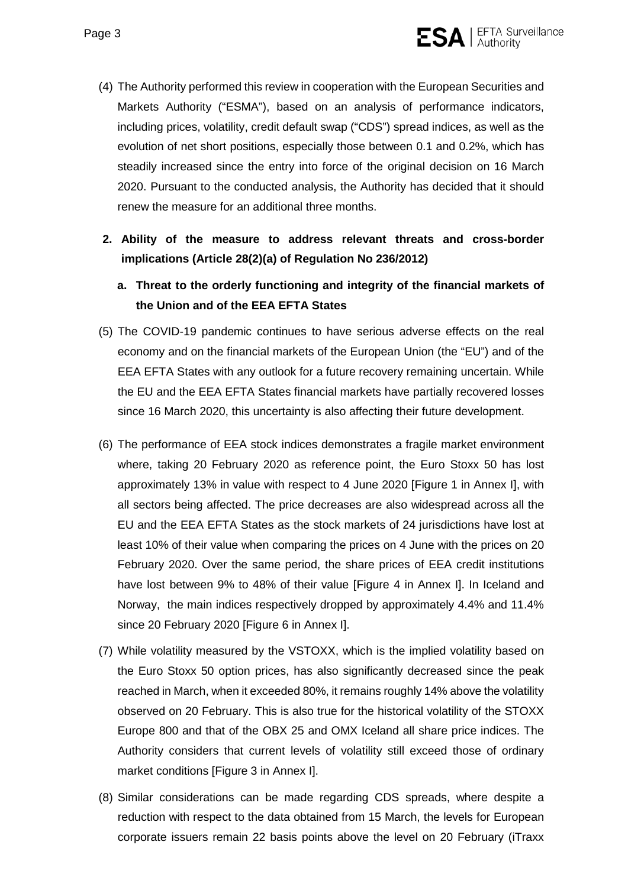(4) The Authority performed this review in cooperation with the European Securities and Markets Authority ("ESMA"), based on an analysis of performance indicators, including prices, volatility, credit default swap ("CDS") spread indices, as well as the evolution of net short positions, especially those between 0.1 and 0.2%, which has steadily increased since the entry into force of the original decision on 16 March 2020. Pursuant to the conducted analysis, the Authority has decided that it should renew the measure for an additional three months.

## 2. Ability of the measure to address relevant threats and cross-border implications (Article 28(2)(a) of Regulation No 236/2012)

### a. Threat to the orderly functioning and integrity of the financial markets of the Union and of the EEA EFTA States

(5) The COVID-19 pandemic continues to have serious adverse effects on the real economy and on the financial markets of the European Union (the "EU") and of the EEA EFTA States with any outlook for a future recovery remaining uncertain. While the EU and the EEA EFTA States financial markets have partially recovered losses since 16 March 2020, this uncertainty is also affecting their future development.

(6) The performance of EEA stock indices demonstrates a fragile market environment where, taking 20 February 2020 as reference point, the Euro Stoxx 50 has lost approximately 13% in value with respect to 4 June 2020 [Figure 1 in Annex I], with all sectors being affected. The price decreases are also widespread across all the EU and the EEA EFTA States as the stock markets of 24 jurisdictions have lost at least 10% of their value when comparing the prices on 4 June with the prices on 20 February 2020. Over the same period, the share prices of EEA credit institutions have lost between 9% to 48% of their value [Figure 4 in Annex I]. In Iceland and Norway, the main indices respectively dropped by approximately 4.4% and 11.4% since 20 February 2020 [Figure 6 in Annex I].

(7) While volatility measured by the VSTOXX, which is the implied volatility based on the Euro Stoxx 50 option prices, has also significantly decreased since the peak reached in March, when it exceeded 80%, it remains roughly 14% above the volatility observed on 20 February. This is also true for the historical volatility of the STOXX Europe 800 and that of the OBX 25 and OMX Iceland all share price indices. The Authority considers that current levels of volatility still exceed those of ordinary market conditions [Figure 3 in Annex I].

(8) Similar considerations can be made regarding CDS spreads, where despite a reduction with respect to the data obtained from 15 March, the levels for European corporate issuers remain 22 basis points above the level on 20 February (iTraxx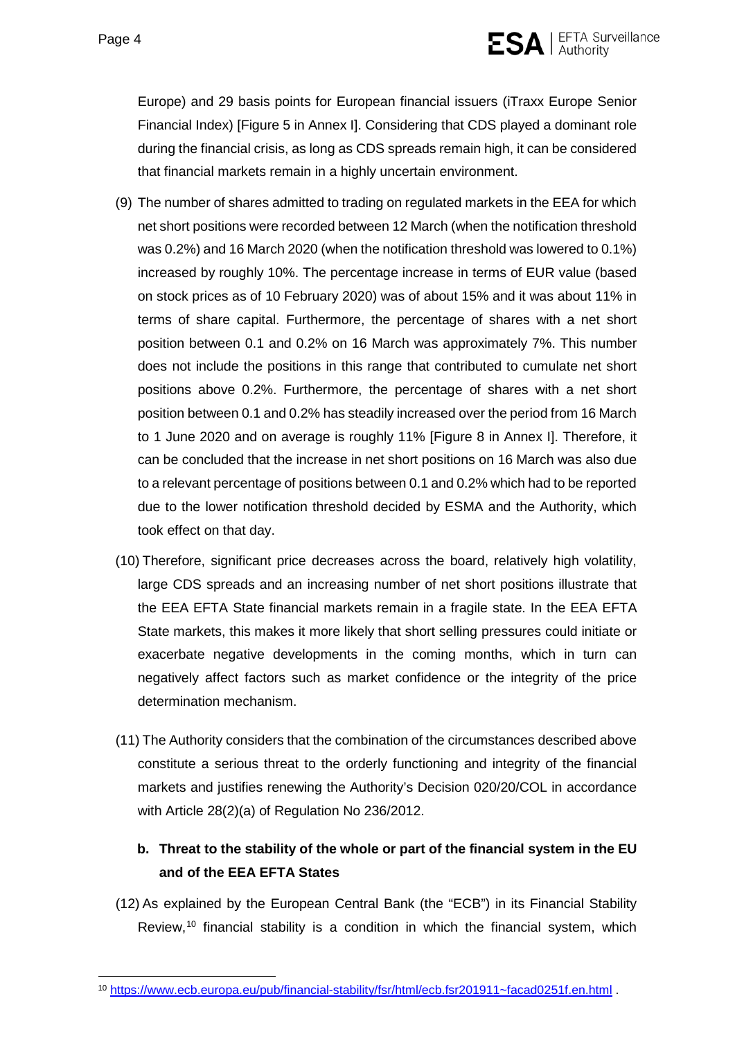Europe) and 29 basis points for European financial issuers (iTraxx Europe Senior Financial Index) [Figure 5 in Annex I]. Considering that CDS played a dominant role during the financial crisis, as long as CDS spreads remain high, it can be considered that financial markets remain in a highly uncertain environment.

(9) The number of shares admitted to trading on regulated markets in the EEA for which net short positions were recorded between 12 March (when the notification threshold was 0.2%) and 16 March 2020 (when the notification threshold was lowered to 0.1%) increased by roughly 10%. The percentage increase in terms of EUR value (based on stock prices as of 10 February 2020) was of about 15% and it was about 11% in terms of share capital. Furthermore, the percentage of shares with a net short position between 0.1 and 0.2% on 16 March was approximately 7%. This number does not include the positions in this range that contributed to cumulate net short positions above 0.2%. Furthermore, the percentage of shares with a net short position between 0.1 and 0.2% has steadily increased over the period from 16 March to 1 June 2020 and on average is roughly 11% [Figure 8 in Annex I]. Therefore, it can be concluded that the increase in net short positions on 16 March was also due to a relevant percentage of positions between 0.1 and 0.2% which had to be reported due to the lower notification threshold decided by ESMA and the Authority, which took effect on that day.

(10) Therefore, significant price decreases across the board, relatively high volatility, large CDS spreads and an increasing number of net short positions illustrate that the EEA EFTA State financial markets remain in a fragile state. In the EEA EFTA State markets, this makes it more likely that short selling pressures could initiate or exacerbate negative developments in the coming months, which in turn can negatively affect factors such as market confidence or the integrity of the price determination mechanism.

(11) The Authority considers that the combination of the circumstances described above constitute a serious threat to the orderly functioning and integrity of the financial markets and justifies renewing the Authority's Decision 020/20/COL in accordance with Article 28(2)(a) of Regulation No 236/2012.

### b. Threat to the stability of the whole or part of the financial system in the EU and of the EEA EFTA States

(12) As explained by the European Central Bank (the "ECB") in its Financial Stability Review,[10] financial stability is a condition in which the financial system, which

[10] https://www.ecb.europa.eu/pub/financial-stability/fsr/html/ecb.fsr201911~facad0251f.en.html .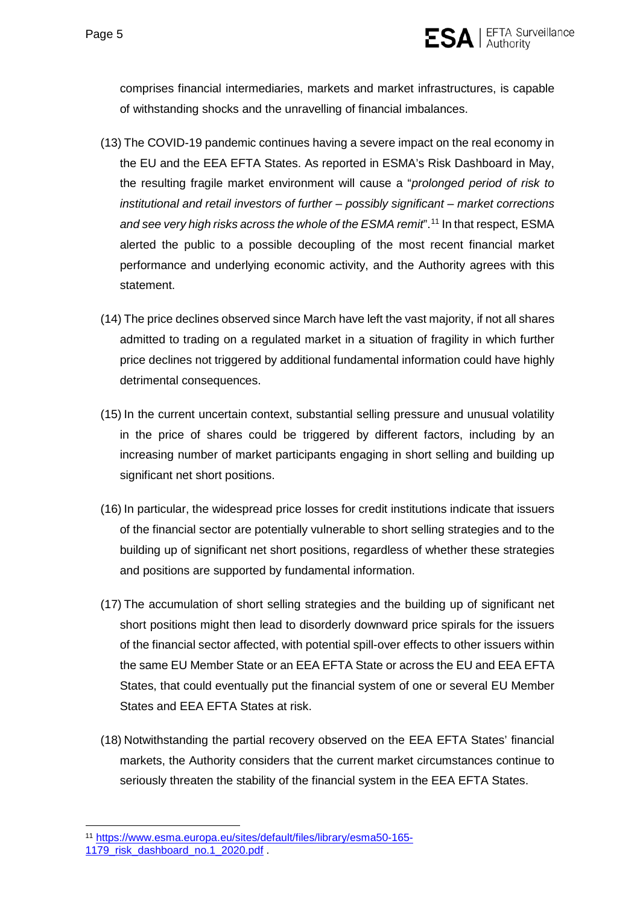comprises financial intermediaries, markets and market infrastructures, is capable of withstanding shocks and the unravelling of financial imbalances.

(13) The COVID-19 pandemic continues having a severe impact on the real economy in the EU and the EEA EFTA States. As reported in ESMA's Risk Dashboard in May, the resulting fragile market environment will cause a "*prolonged period of risk to institutional and retail investors of further – possibly significant – market corrections and see very high risks across the whole of the ESMA remit*".[11] In that respect, ESMA alerted the public to a possible decoupling of the most recent financial market performance and underlying economic activity, and the Authority agrees with this statement.

(14) The price declines observed since March have left the vast majority, if not all shares admitted to trading on a regulated market in a situation of fragility in which further price declines not triggered by additional fundamental information could have highly detrimental consequences.

(15) In the current uncertain context, substantial selling pressure and unusual volatility in the price of shares could be triggered by different factors, including by an increasing number of market participants engaging in short selling and building up significant net short positions.

(16) In particular, the widespread price losses for credit institutions indicate that issuers of the financial sector are potentially vulnerable to short selling strategies and to the building up of significant net short positions, regardless of whether these strategies and positions are supported by fundamental information.

(17) The accumulation of short selling strategies and the building up of significant net short positions might then lead to disorderly downward price spirals for the issuers of the financial sector affected, with potential spill-over effects to other issuers within the same EU Member State or an EEA EFTA State or across the EU and EEA EFTA States, that could eventually put the financial system of one or several EU Member States and EEA EFTA States at risk.

(18) Notwithstanding the partial recovery observed on the EEA EFTA States' financial markets, the Authority considers that the current market circumstances continue to seriously threaten the stability of the financial system in the EEA EFTA States.

---

[11] https://www.esma.europa.eu/sites/default/files/library/esma50-165-1179_risk_dashboard_no.1_2020.pdf .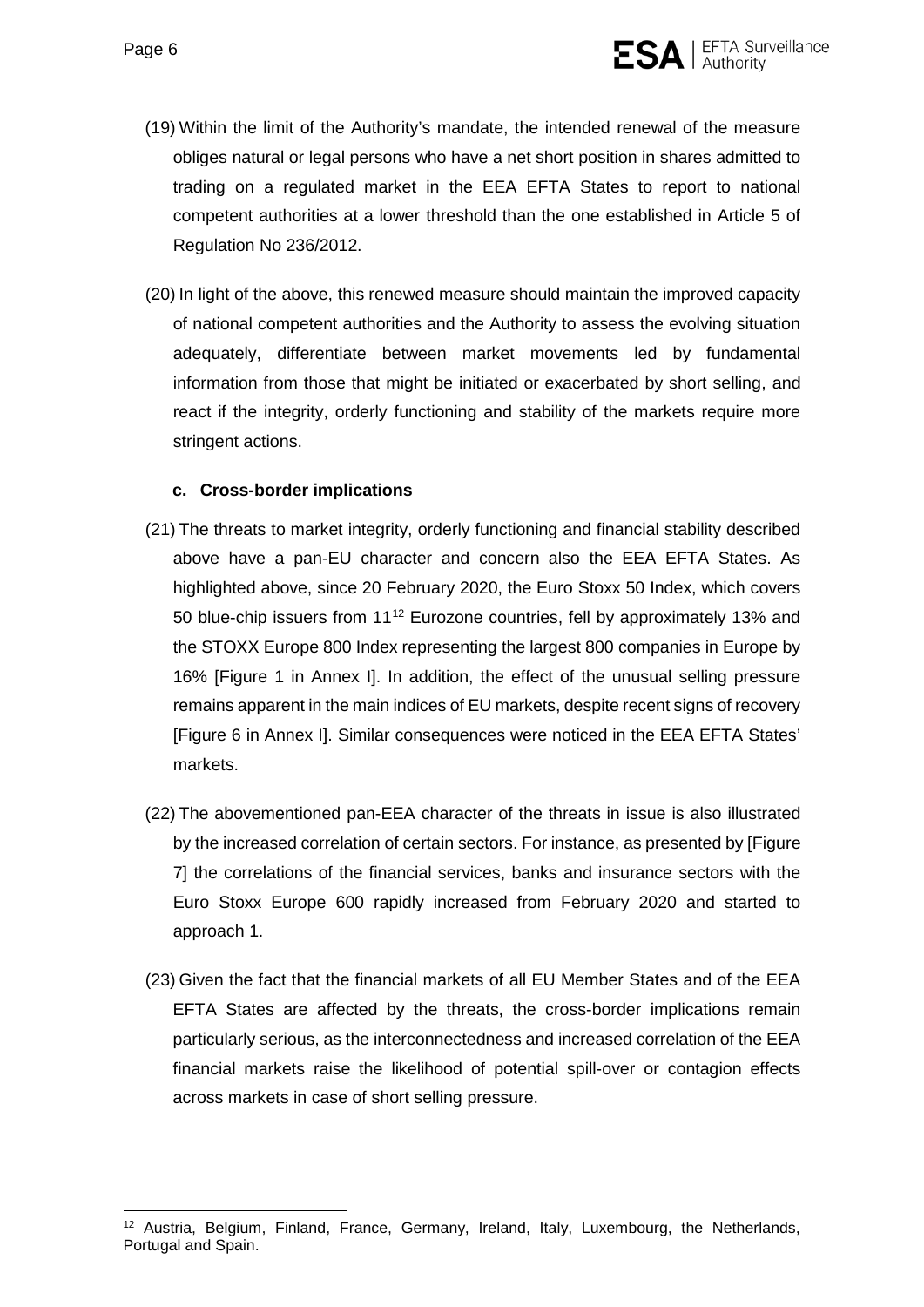(19) Within the limit of the Authority's mandate, the intended renewal of the measure obliges natural or legal persons who have a net short position in shares admitted to trading on a regulated market in the EEA EFTA States to report to national competent authorities at a lower threshold than the one established in Article 5 of Regulation No 236/2012.

(20) In light of the above, this renewed measure should maintain the improved capacity of national competent authorities and the Authority to assess the evolving situation adequately, differentiate between market movements led by fundamental information from those that might be initiated or exacerbated by short selling, and react if the integrity, orderly functioning and stability of the markets require more stringent actions.

### c. Cross-border implications

(21) The threats to market integrity, orderly functioning and financial stability described above have a pan-EU character and concern also the EEA EFTA States. As highlighted above, since 20 February 2020, the Euro Stoxx 50 Index, which covers 50 blue-chip issuers from 11[12] Eurozone countries, fell by approximately 13% and the STOXX Europe 800 Index representing the largest 800 companies in Europe by 16% [Figure 1 in Annex I]. In addition, the effect of the unusual selling pressure remains apparent in the main indices of EU markets, despite recent signs of recovery [Figure 6 in Annex I]. Similar consequences were noticed in the EEA EFTA States' markets.

(22) The abovementioned pan-EEA character of the threats in issue is also illustrated by the increased correlation of certain sectors. For instance, as presented by [Figure 7] the correlations of the financial services, banks and insurance sectors with the Euro Stoxx Europe 600 rapidly increased from February 2020 and started to approach 1.

(23) Given the fact that the financial markets of all EU Member States and of the EEA EFTA States are affected by the threats, the cross-border implications remain particularly serious, as the interconnectedness and increased correlation of the EEA financial markets raise the likelihood of potential spill-over or contagion effects across markets in case of short selling pressure.

[12] Austria, Belgium, Finland, France, Germany, Ireland, Italy, Luxembourg, the Netherlands, Portugal and Spain.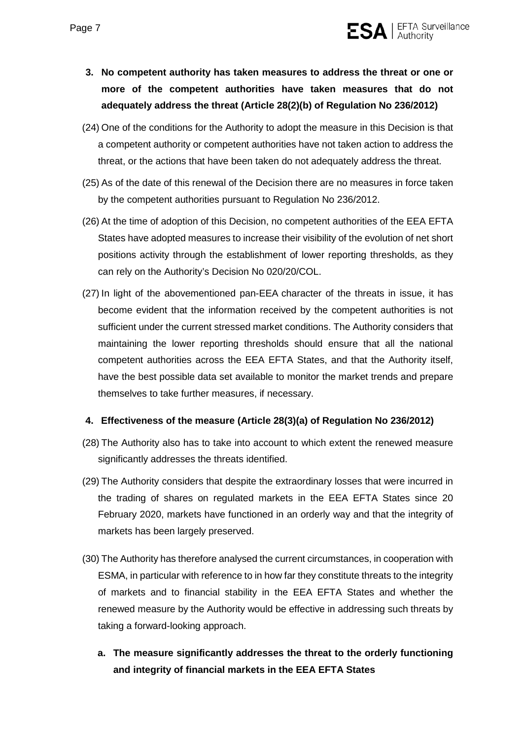## 3. No competent authority has taken measures to address the threat or one or more of the competent authorities have taken measures that do not adequately address the threat (Article 28(2)(b) of Regulation No 236/2012)

(24) One of the conditions for the Authority to adopt the measure in this Decision is that a competent authority or competent authorities have not taken action to address the threat, or the actions that have been taken do not adequately address the threat.

(25) As of the date of this renewal of the Decision there are no measures in force taken by the competent authorities pursuant to Regulation No 236/2012.

(26) At the time of adoption of this Decision, no competent authorities of the EEA EFTA States have adopted measures to increase their visibility of the evolution of net short positions activity through the establishment of lower reporting thresholds, as they can rely on the Authority's Decision No 020/20/COL.

(27) In light of the abovementioned pan-EEA character of the threats in issue, it has become evident that the information received by the competent authorities is not sufficient under the current stressed market conditions. The Authority considers that maintaining the lower reporting thresholds should ensure that all the national competent authorities across the EEA EFTA States, and that the Authority itself, have the best possible data set available to monitor the market trends and prepare themselves to take further measures, if necessary.

## 4. Effectiveness of the measure (Article 28(3)(a) of Regulation No 236/2012)

(28) The Authority also has to take into account to which extent the renewed measure significantly addresses the threats identified.

(29) The Authority considers that despite the extraordinary losses that were incurred in the trading of shares on regulated markets in the EEA EFTA States since 20 February 2020, markets have functioned in an orderly way and that the integrity of markets has been largely preserved.

(30) The Authority has therefore analysed the current circumstances, in cooperation with ESMA, in particular with reference to in how far they constitute threats to the integrity of markets and to financial stability in the EEA EFTA States and whether the renewed measure by the Authority would be effective in addressing such threats by taking a forward-looking approach.

### a. The measure significantly addresses the threat to the orderly functioning and integrity of financial markets in the EEA EFTA States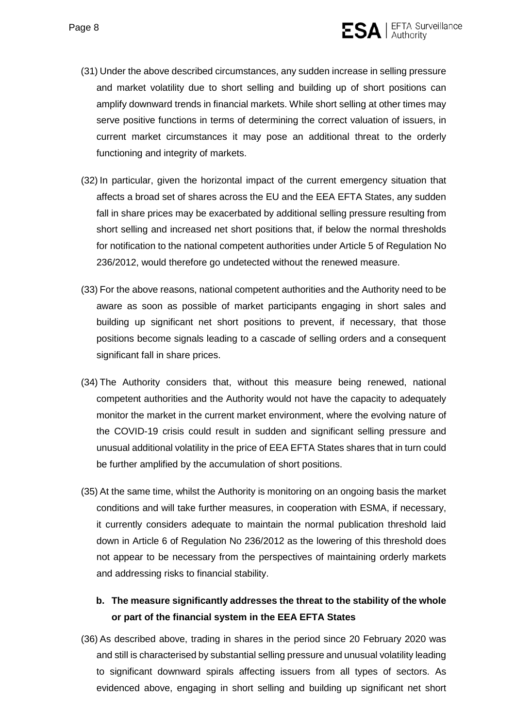(31) Under the above described circumstances, any sudden increase in selling pressure and market volatility due to short selling and building up of short positions can amplify downward trends in financial markets. While short selling at other times may serve positive functions in terms of determining the correct valuation of issuers, in current market circumstances it may pose an additional threat to the orderly functioning and integrity of markets.

(32) In particular, given the horizontal impact of the current emergency situation that affects a broad set of shares across the EU and the EEA EFTA States, any sudden fall in share prices may be exacerbated by additional selling pressure resulting from short selling and increased net short positions that, if below the normal thresholds for notification to the national competent authorities under Article 5 of Regulation No 236/2012, would therefore go undetected without the renewed measure.

(33) For the above reasons, national competent authorities and the Authority need to be aware as soon as possible of market participants engaging in short sales and building up significant net short positions to prevent, if necessary, that those positions become signals leading to a cascade of selling orders and a consequent significant fall in share prices.

(34) The Authority considers that, without this measure being renewed, national competent authorities and the Authority would not have the capacity to adequately monitor the market in the current market environment, where the evolving nature of the COVID-19 crisis could result in sudden and significant selling pressure and unusual additional volatility in the price of EEA EFTA States shares that in turn could be further amplified by the accumulation of short positions.

(35) At the same time, whilst the Authority is monitoring on an ongoing basis the market conditions and will take further measures, in cooperation with ESMA, if necessary, it currently considers adequate to maintain the normal publication threshold laid down in Article 6 of Regulation No 236/2012 as the lowering of this threshold does not appear to be necessary from the perspectives of maintaining orderly markets and addressing risks to financial stability.

**b. The measure significantly addresses the threat to the stability of the whole or part of the financial system in the EEA EFTA States**

(36) As described above, trading in shares in the period since 20 February 2020 was and still is characterised by substantial selling pressure and unusual volatility leading to significant downward spirals affecting issuers from all types of sectors. As evidenced above, engaging in short selling and building up significant net short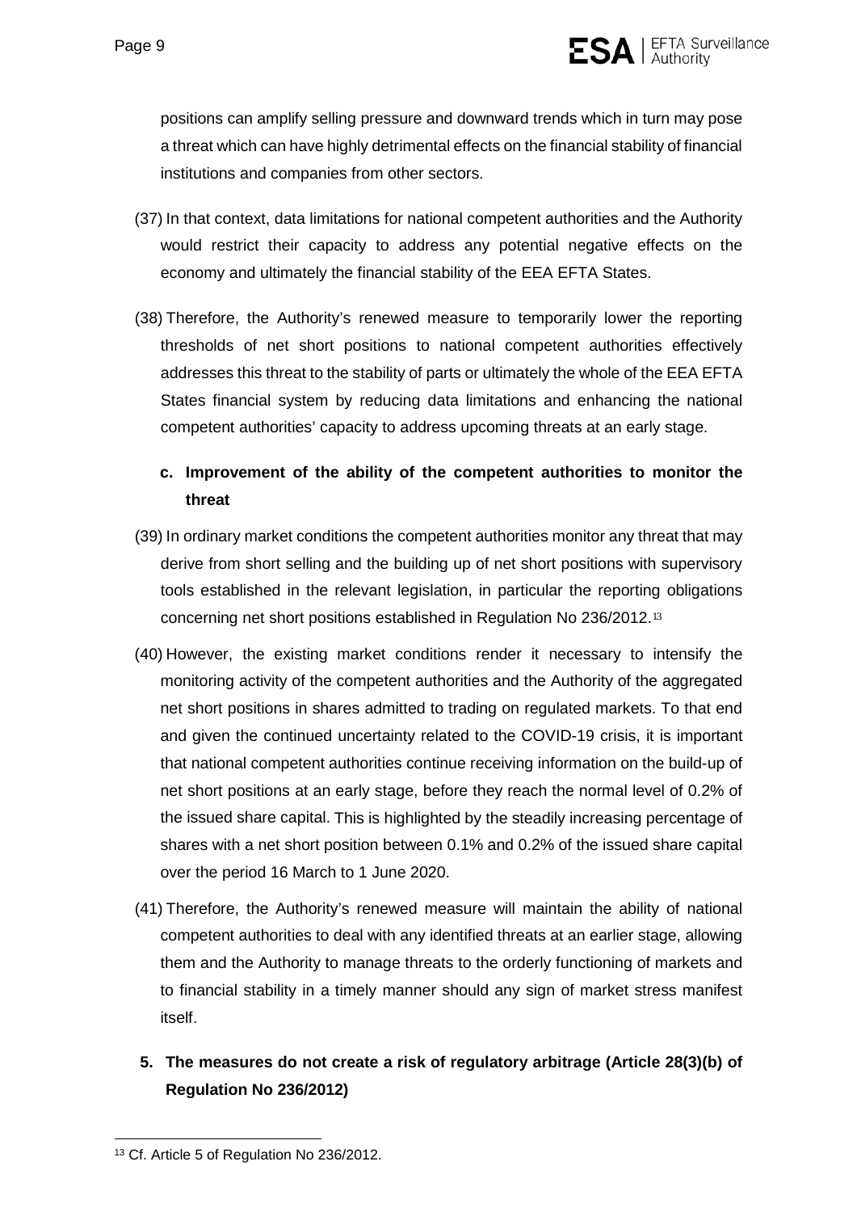positions can amplify selling pressure and downward trends which in turn may pose a threat which can have highly detrimental effects on the financial stability of financial institutions and companies from other sectors.

(37) In that context, data limitations for national competent authorities and the Authority would restrict their capacity to address any potential negative effects on the economy and ultimately the financial stability of the EEA EFTA States.

(38) Therefore, the Authority's renewed measure to temporarily lower the reporting thresholds of net short positions to national competent authorities effectively addresses this threat to the stability of parts or ultimately the whole of the EEA EFTA States financial system by reducing data limitations and enhancing the national competent authorities' capacity to address upcoming threats at an early stage.

**c. Improvement of the ability of the competent authorities to monitor the threat**

(39) In ordinary market conditions the competent authorities monitor any threat that may derive from short selling and the building up of net short positions with supervisory tools established in the relevant legislation, in particular the reporting obligations concerning net short positions established in Regulation No 236/2012.[13]

(40) However, the existing market conditions render it necessary to intensify the monitoring activity of the competent authorities and the Authority of the aggregated net short positions in shares admitted to trading on regulated markets. To that end and given the continued uncertainty related to the COVID-19 crisis, it is important that national competent authorities continue receiving information on the build-up of net short positions at an early stage, before they reach the normal level of 0.2% of the issued share capital. This is highlighted by the steadily increasing percentage of shares with a net short position between 0.1% and 0.2% of the issued share capital over the period 16 March to 1 June 2020.

(41) Therefore, the Authority's renewed measure will maintain the ability of national competent authorities to deal with any identified threats at an earlier stage, allowing them and the Authority to manage threats to the orderly functioning of markets and to financial stability in a timely manner should any sign of market stress manifest itself.

## 5. The measures do not create a risk of regulatory arbitrage (Article 28(3)(b) of Regulation No 236/2012)

[13] Cf. Article 5 of Regulation No 236/2012.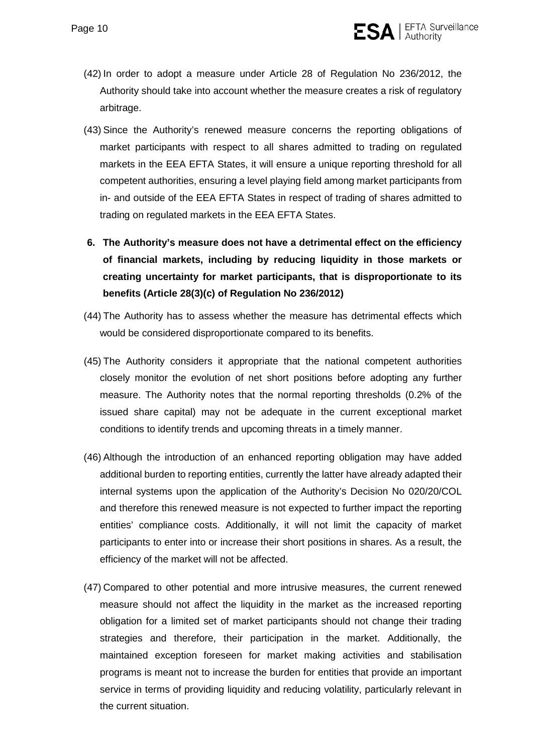(42) In order to adopt a measure under Article 28 of Regulation No 236/2012, the Authority should take into account whether the measure creates a risk of regulatory arbitrage.

(43) Since the Authority's renewed measure concerns the reporting obligations of market participants with respect to all shares admitted to trading on regulated markets in the EEA EFTA States, it will ensure a unique reporting threshold for all competent authorities, ensuring a level playing field among market participants from in- and outside of the EEA EFTA States in respect of trading of shares admitted to trading on regulated markets in the EEA EFTA States.

## 6. The Authority's measure does not have a detrimental effect on the efficiency of financial markets, including by reducing liquidity in those markets or creating uncertainty for market participants, that is disproportionate to its benefits (Article 28(3)(c) of Regulation No 236/2012)

(44) The Authority has to assess whether the measure has detrimental effects which would be considered disproportionate compared to its benefits.

(45) The Authority considers it appropriate that the national competent authorities closely monitor the evolution of net short positions before adopting any further measure. The Authority notes that the normal reporting thresholds (0.2% of the issued share capital) may not be adequate in the current exceptional market conditions to identify trends and upcoming threats in a timely manner.

(46) Although the introduction of an enhanced reporting obligation may have added additional burden to reporting entities, currently the latter have already adapted their internal systems upon the application of the Authority's Decision No 020/20/COL and therefore this renewed measure is not expected to further impact the reporting entities' compliance costs. Additionally, it will not limit the capacity of market participants to enter into or increase their short positions in shares. As a result, the efficiency of the market will not be affected.

(47) Compared to other potential and more intrusive measures, the current renewed measure should not affect the liquidity in the market as the increased reporting obligation for a limited set of market participants should not change their trading strategies and therefore, their participation in the market. Additionally, the maintained exception foreseen for market making activities and stabilisation programs is meant not to increase the burden for entities that provide an important service in terms of providing liquidity and reducing volatility, particularly relevant in the current situation.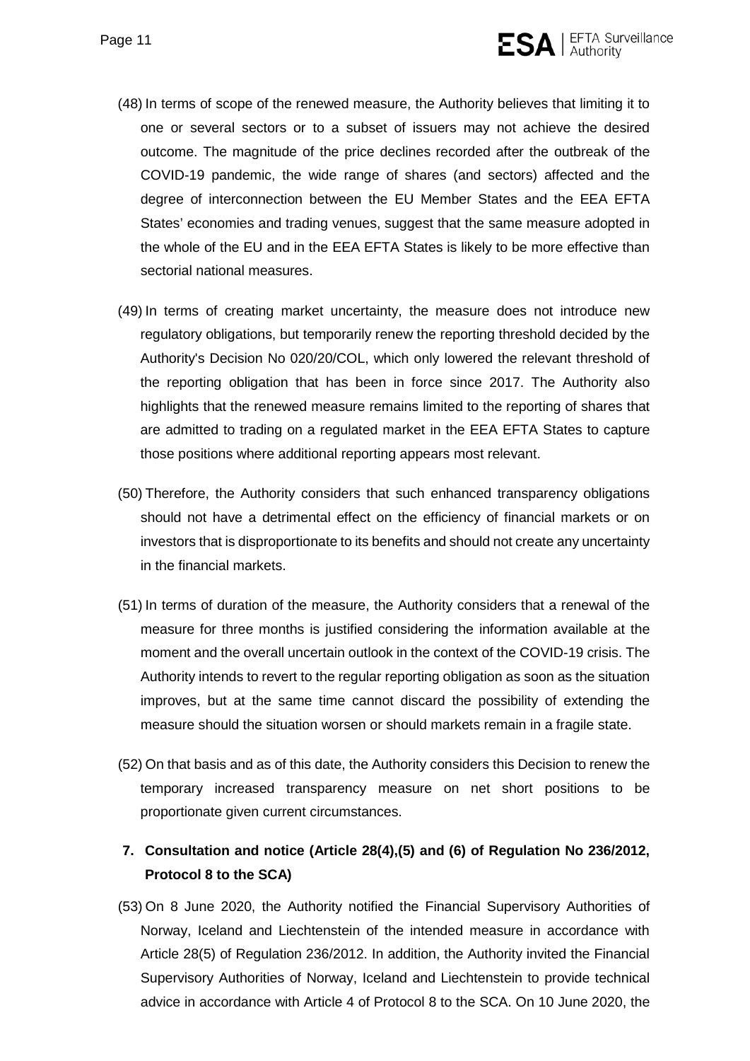(48) In terms of scope of the renewed measure, the Authority believes that limiting it to one or several sectors or to a subset of issuers may not achieve the desired outcome. The magnitude of the price declines recorded after the outbreak of the COVID-19 pandemic, the wide range of shares (and sectors) affected and the degree of interconnection between the EU Member States and the EEA EFTA States' economies and trading venues, suggest that the same measure adopted in the whole of the EU and in the EEA EFTA States is likely to be more effective than sectorial national measures.

(49) In terms of creating market uncertainty, the measure does not introduce new regulatory obligations, but temporarily renew the reporting threshold decided by the Authority's Decision No 020/20/COL, which only lowered the relevant threshold of the reporting obligation that has been in force since 2017. The Authority also highlights that the renewed measure remains limited to the reporting of shares that are admitted to trading on a regulated market in the EEA EFTA States to capture those positions where additional reporting appears most relevant.

(50) Therefore, the Authority considers that such enhanced transparency obligations should not have a detrimental effect on the efficiency of financial markets or on investors that is disproportionate to its benefits and should not create any uncertainty in the financial markets.

(51) In terms of duration of the measure, the Authority considers that a renewal of the measure for three months is justified considering the information available at the moment and the overall uncertain outlook in the context of the COVID-19 crisis. The Authority intends to revert to the regular reporting obligation as soon as the situation improves, but at the same time cannot discard the possibility of extending the measure should the situation worsen or should markets remain in a fragile state.

(52) On that basis and as of this date, the Authority considers this Decision to renew the temporary increased transparency measure on net short positions to be proportionate given current circumstances.

## 7. Consultation and notice (Article 28(4),(5) and (6) of Regulation No 236/2012, Protocol 8 to the SCA)

(53) On 8 June 2020, the Authority notified the Financial Supervisory Authorities of Norway, Iceland and Liechtenstein of the intended measure in accordance with Article 28(5) of Regulation 236/2012. In addition, the Authority invited the Financial Supervisory Authorities of Norway, Iceland and Liechtenstein to provide technical advice in accordance with Article 4 of Protocol 8 to the SCA. On 10 June 2020, the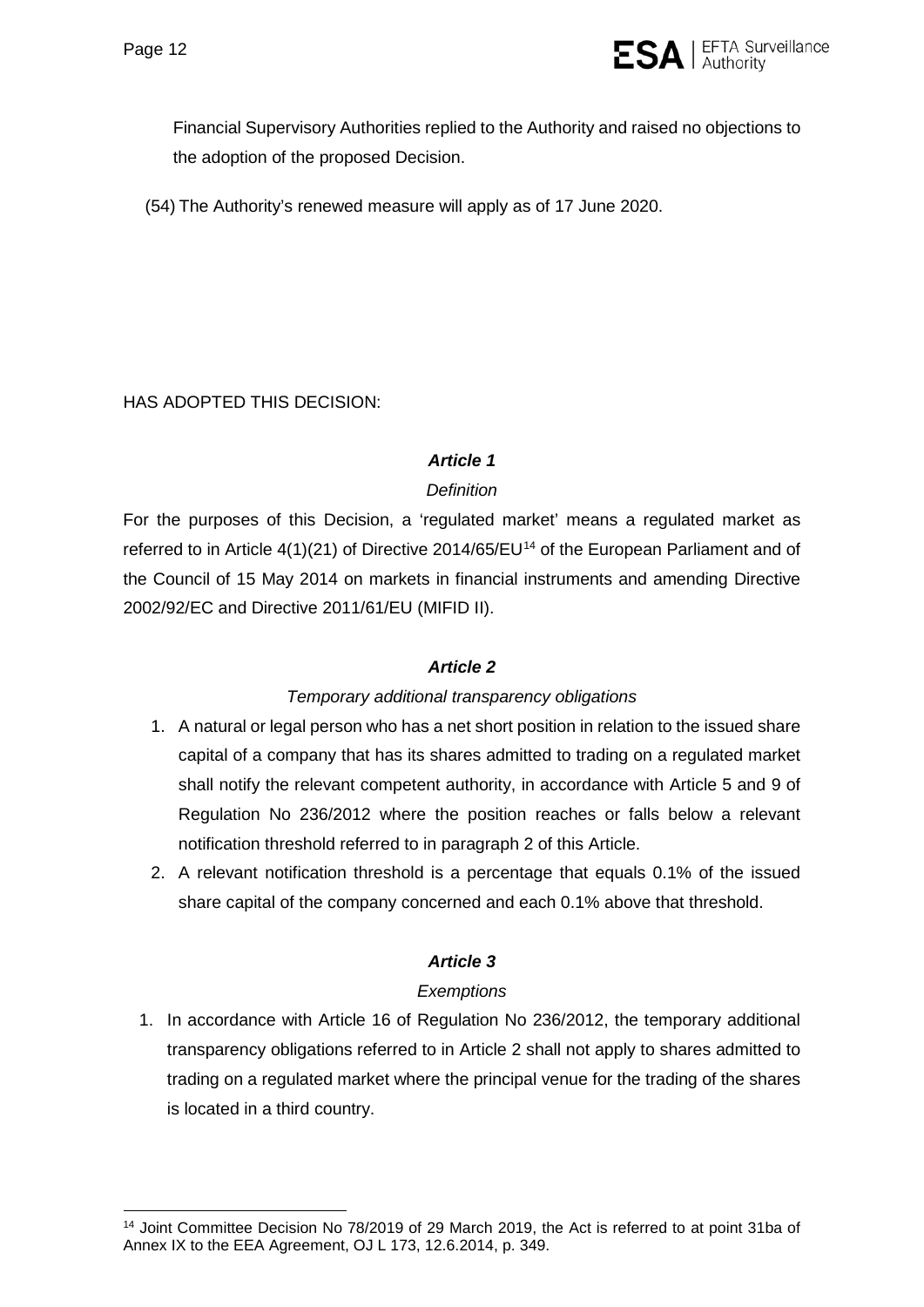Financial Supervisory Authorities replied to the Authority and raised no objections to the adoption of the proposed Decision.

(54) The Authority's renewed measure will apply as of 17 June 2020.

HAS ADOPTED THIS DECISION:

***Article 1***

*Definition*

For the purposes of this Decision, a 'regulated market' means a regulated market as referred to in Article 4(1)(21) of Directive 2014/65/EU[14] of the European Parliament and of the Council of 15 May 2014 on markets in financial instruments and amending Directive 2002/92/EC and Directive 2011/61/EU (MIFID II).

***Article 2***

*Temporary additional transparency obligations*

1. A natural or legal person who has a net short position in relation to the issued share capital of a company that has its shares admitted to trading on a regulated market shall notify the relevant competent authority, in accordance with Article 5 and 9 of Regulation No 236/2012 where the position reaches or falls below a relevant notification threshold referred to in paragraph 2 of this Article.
2. A relevant notification threshold is a percentage that equals 0.1% of the issued share capital of the company concerned and each 0.1% above that threshold.

***Article 3***

*Exemptions*

1. In accordance with Article 16 of Regulation No 236/2012, the temporary additional transparency obligations referred to in Article 2 shall not apply to shares admitted to trading on a regulated market where the principal venue for the trading of the shares is located in a third country.

[14] Joint Committee Decision No 78/2019 of 29 March 2019, the Act is referred to at point 31ba of Annex IX to the EEA Agreement, OJ L 173, 12.6.2014, p. 349.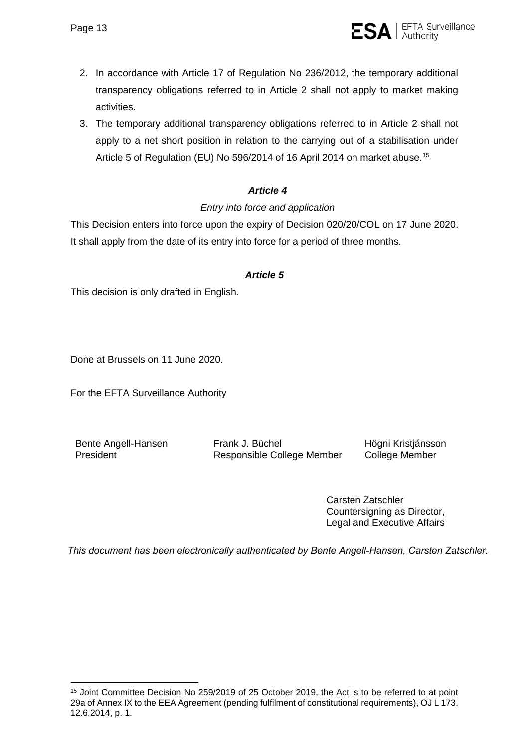2. In accordance with Article 17 of Regulation No 236/2012, the temporary additional transparency obligations referred to in Article 2 shall not apply to market making activities.
3. The temporary additional transparency obligations referred to in Article 2 shall not apply to a net short position in relation to the carrying out of a stabilisation under Article 5 of Regulation (EU) No 596/2014 of 16 April 2014 on market abuse.[15]

### *Article 4*

*Entry into force and application*

This Decision enters into force upon the expiry of Decision 020/20/COL on 17 June 2020. It shall apply from the date of its entry into force for a period of three months.

### *Article 5*

This decision is only drafted in English.

Done at Brussels on 11 June 2020.

For the EFTA Surveillance Authority

| Bente Angell-Hansen | Frank J. Büchel | Högni Kristjánsson |
| --- | --- | --- |
| President | Responsible College Member | College Member |

Carsten Zatschler
Countersigning as Director,
Legal and Executive Affairs

*This document has been electronically authenticated by Bente Angell-Hansen, Carsten Zatschler.*

---

[15] Joint Committee Decision No 259/2019 of 25 October 2019, the Act is to be referred to at point 29a of Annex IX to the EEA Agreement (pending fulfilment of constitutional requirements), OJ L 173, 12.6.2014, p. 1.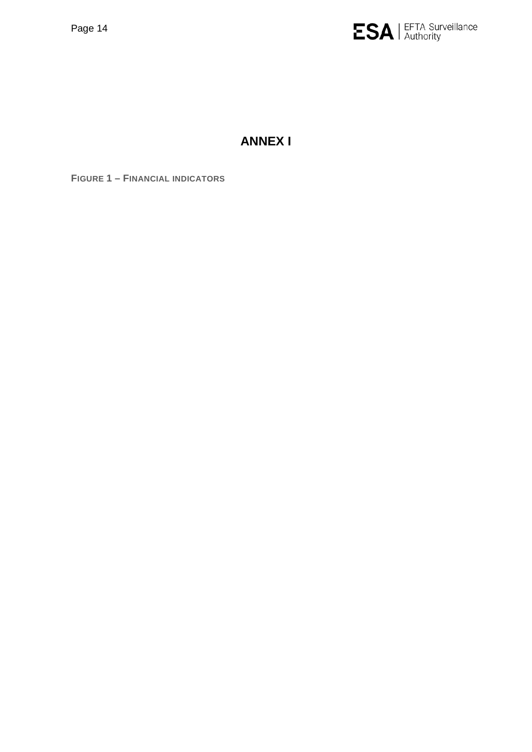# ANNEX I

**FIGURE 1 – FINANCIAL INDICATORS**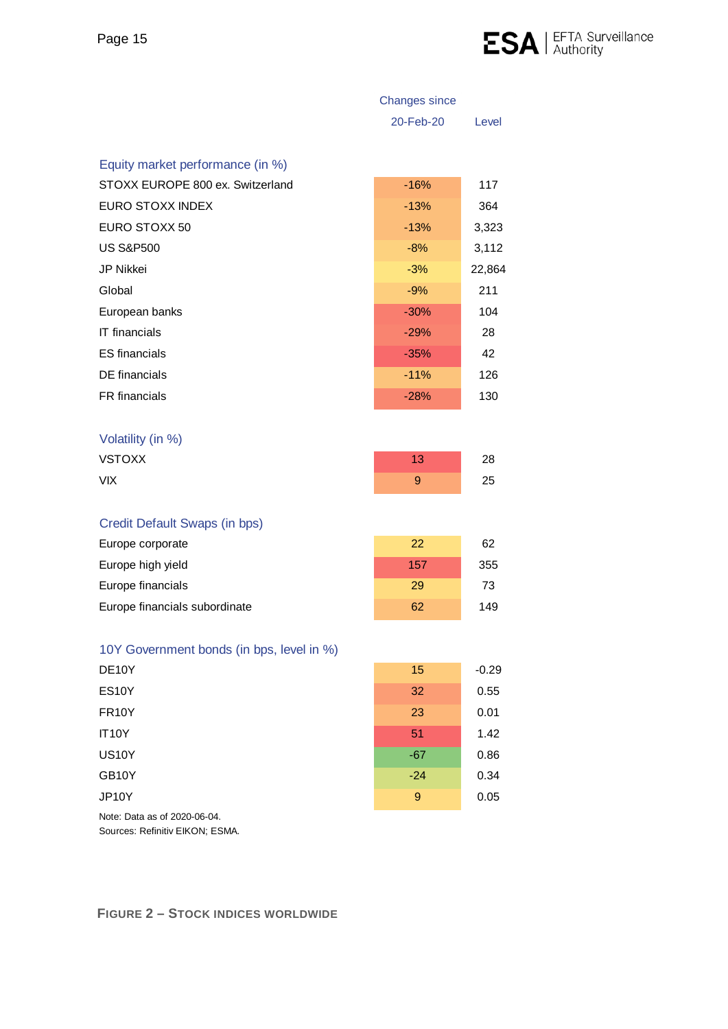| | Changes since 20-Feb-20 | Level |
|---|---|---|
| **Equity market performance (in %)** | | |
| STOXX EUROPE 800 ex. Switzerland | -16% | 117 |
| EURO STOXX INDEX | -13% | 364 |
| EURO STOXX 50 | -13% | 3,323 |
| US S&P500 | -8% | 3,112 |
| JP Nikkei | -3% | 22,864 |
| Global | -9% | 211 |
| European banks | -30% | 104 |
| IT financials | -29% | 28 |
| ES financials | -35% | 42 |
| DE financials | -11% | 126 |
| FR financials | -28% | 130 |
| **Volatility (in %)** | | |
| VSTOXX | 13 | 28 |
| VIX | 9 | 25 |
| **Credit Default Swaps (in bps)** | | |
| Europe corporate | 22 | 62 |
| Europe high yield | 157 | 355 |
| Europe financials | 29 | 73 |
| Europe financials subordinate | 62 | 149 |
| **10Y Government bonds (in bps, level in %)** | | |
| DE10Y | 15 | -0.29 |
| ES10Y | 32 | 0.55 |
| FR10Y | 23 | 0.01 |
| IT10Y | 51 | 1.42 |
| US10Y | -67 | 0.86 |
| GB10Y | -24 | 0.34 |
| JP10Y | 9 | 0.05 |

Note: Data as of 2020-06-04.
Sources: Refinitiv EIKON; ESMA.

**FIGURE 2 – STOCK INDICES WORLDWIDE**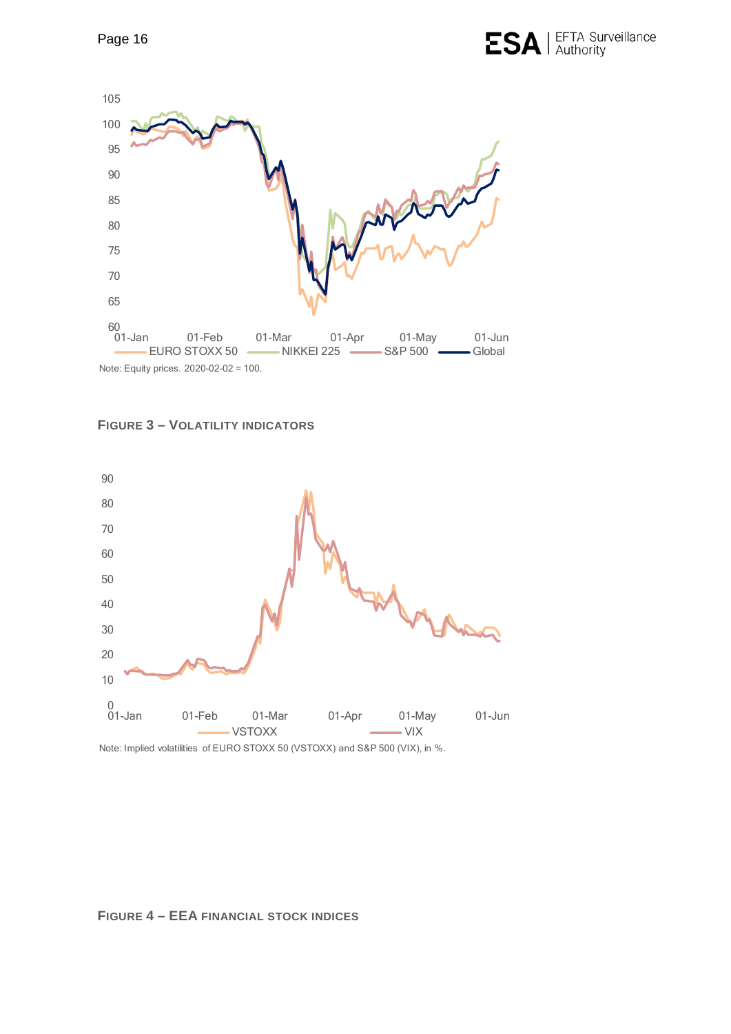Note: Equity prices. 2020-02-02 = 100.

**FIGURE 3 – VOLATILITY INDICATORS**

Note: Implied volatilities of EURO STOXX 50 (VSTOXX) and S&P 500 (VIX), in %.

**FIGURE 4 – EEA FINANCIAL STOCK INDICES**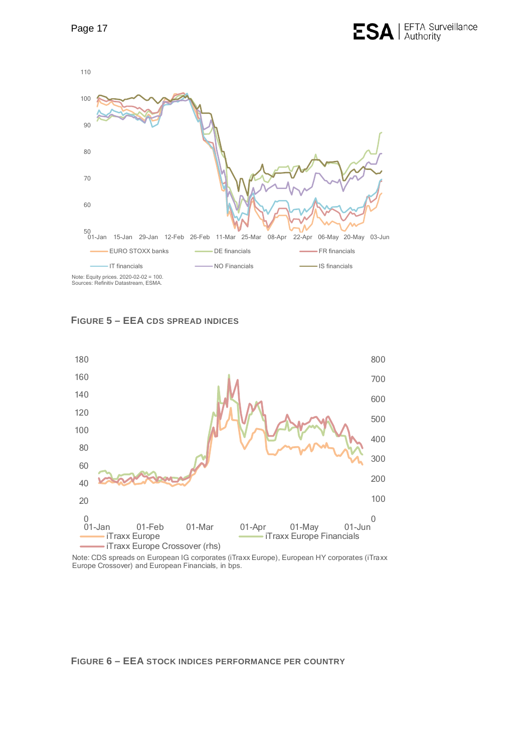Note: Equity prices. 2020-02-02 = 100.
Sources: Refinitiv Datastream, ESMA.

**FIGURE 5 – EEA CDS SPREAD INDICES**

Note: CDS spreads on European IG corporates (iTraxx Europe), European HY corporates (iTraxx Europe Crossover) and European Financials, in bps.

**FIGURE 6 – EEA STOCK INDICES PERFORMANCE PER COUNTRY**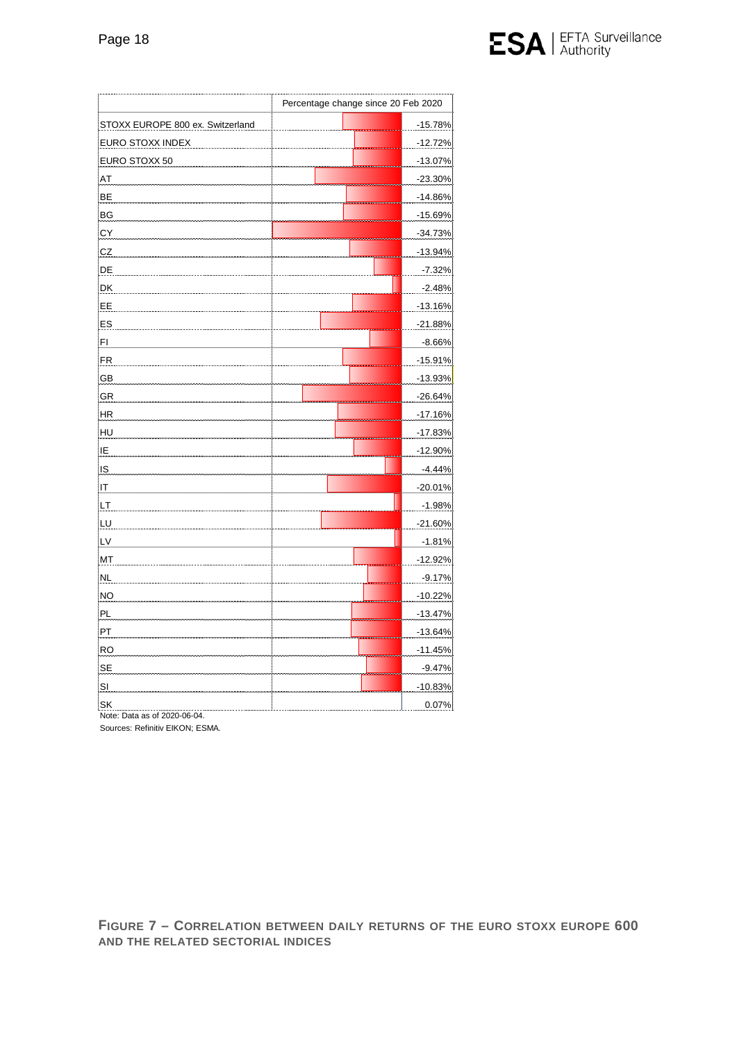| | Percentage change since 20 Feb 2020 |
|---|---|
| STOXX EUROPE 800 ex. Switzerland | -15.78% |
| EURO STOXX INDEX | -12.72% |
| EURO STOXX 50 | -13.07% |
| AT | -23.30% |
| BE | -14.86% |
| BG | -15.69% |
| CY | -34.73% |
| CZ | -13.94% |
| DE | -7.32% |
| DK | -2.48% |
| EE | -13.16% |
| ES | -21.88% |
| FI | -8.66% |
| FR | -15.91% |
| GB | -13.93% |
| GR | -26.64% |
| HR | -17.16% |
| HU | -17.83% |
| IE | -12.90% |
| IS | -4.44% |
| IT | -20.01% |
| LT | -1.98% |
| LU | -21.60% |
| LV | -1.81% |
| MT | -12.92% |
| NL | -9.17% |
| NO | -10.22% |
| PL | -13.47% |
| PT | -13.64% |
| RO | -11.45% |
| SE | -9.47% |
| SI | -10.83% |
| SK | 0.07% |

Note: Data as of 2020-06-04.

Sources: Refinitiv EIKON; ESMA.

**FIGURE 7 – CORRELATION BETWEEN DAILY RETURNS OF THE EURO STOXX EUROPE 600 AND THE RELATED SECTORIAL INDICES**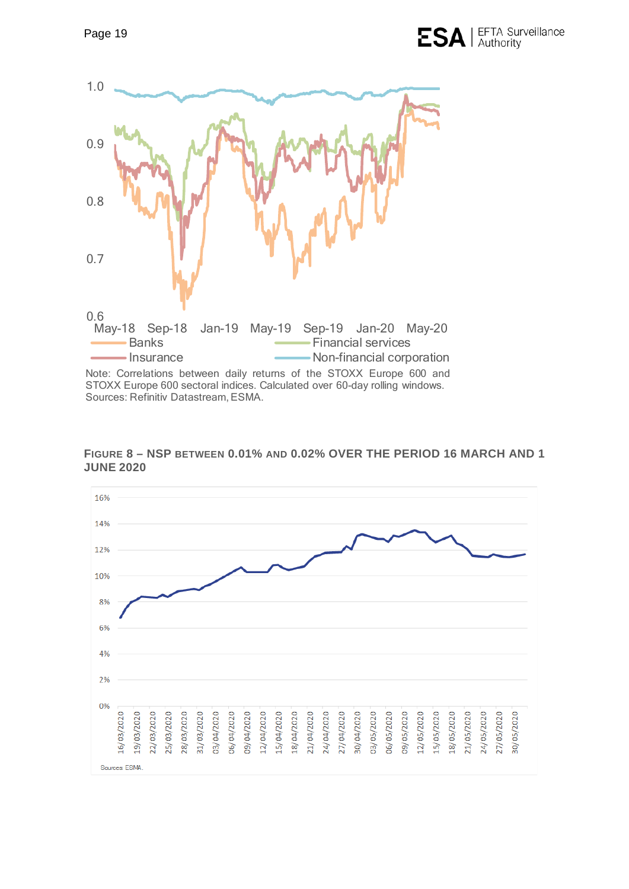1.0

0.9

0.8

0.7

0.6

May-18 Sep-18 Jan-19 May-19 Sep-19 Jan-20 May-20

Banks

Financial services

Insurance

Non-financial corporation

Note: Correlations between daily returns of the STOXX Europe 600 and STOXX Europe 600 sectoral indices. Calculated over 60-day rolling windows.
Sources: Refinitiv Datastream, ESMA.

**FIGURE 8 – NSP BETWEEN 0.01% AND 0.02% OVER THE PERIOD 16 MARCH AND 1 JUNE 2020**

16%

14%

12%

10%

8%

6%

4%

2%

0%

16/03/2020 19/03/2020 22/03/2020 25/03/2020 28/03/2020 31/03/2020 03/04/2020 06/04/2020 09/04/2020 12/04/2020 15/04/2020 18/04/2020 21/04/2020 24/04/2020 27/04/2020 30/04/2020 03/05/2020 06/05/2020 09/05/2020 12/05/2020 15/05/2020 18/05/2020 21/05/2020 24/05/2020 27/05/2020 30/05/2020

Sources: ESMA.